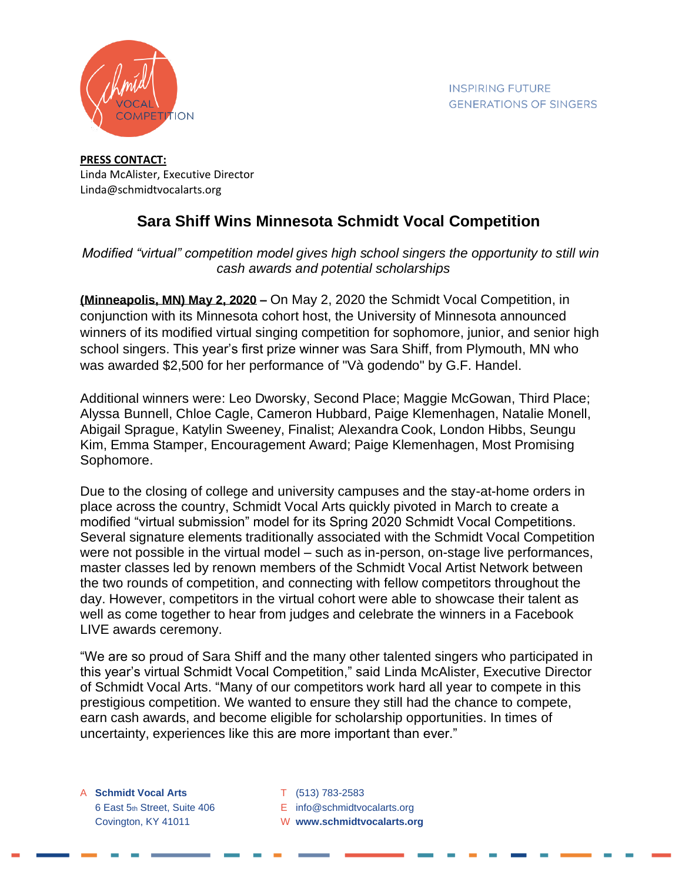INSPIRING FUTURE GENERATIONS OF SINGERS

**PRESS CONTACT:**
Linda McAlister, Executive Director
Linda@schmidtvocalarts.org

# Sara Shiff Wins Minnesota Schmidt Vocal Competition

*Modified "virtual" competition model gives high school singers the opportunity to still win cash awards and potential scholarships*

**(Minneapolis, MN) May 2, 2020 –** On May 2, 2020 the Schmidt Vocal Competition, in conjunction with its Minnesota cohort host, the University of Minnesota announced winners of its modified virtual singing competition for sophomore, junior, and senior high school singers. This year's first prize winner was Sara Shiff, from Plymouth, MN who was awarded $2,500 for her performance of "Và godendo" by G.F. Handel.

Additional winners were: Leo Dworsky, Second Place; Maggie McGowan, Third Place; Alyssa Bunnell, Chloe Cagle, Cameron Hubbard, Paige Klemenhagen, Natalie Monell, Abigail Sprague, Katylin Sweeney, Finalist; Alexandra Cook, London Hibbs, Seungu Kim, Emma Stamper, Encouragement Award; Paige Klemenhagen, Most Promising Sophomore.

Due to the closing of college and university campuses and the stay-at-home orders in place across the country, Schmidt Vocal Arts quickly pivoted in March to create a modified "virtual submission" model for its Spring 2020 Schmidt Vocal Competitions. Several signature elements traditionally associated with the Schmidt Vocal Competition were not possible in the virtual model – such as in-person, on-stage live performances, master classes led by renown members of the Schmidt Vocal Artist Network between the two rounds of competition, and connecting with fellow competitors throughout the day. However, competitors in the virtual cohort were able to showcase their talent as well as come together to hear from judges and celebrate the winners in a Facebook LIVE awards ceremony.

"We are so proud of Sara Shiff and the many other talented singers who participated in this year's virtual Schmidt Vocal Competition," said Linda McAlister, Executive Director of Schmidt Vocal Arts. "Many of our competitors work hard all year to compete in this prestigious competition. We wanted to ensure they still had the chance to compete, earn cash awards, and become eligible for scholarship opportunities. In times of uncertainty, experiences like this are more important than ever."

A **Schmidt Vocal Arts**
6 East 5th Street, Suite 406
Covington, KY 41011

T (513) 783-2583
E info@schmidtvocalarts.org
W **www.schmidtvocalarts.org**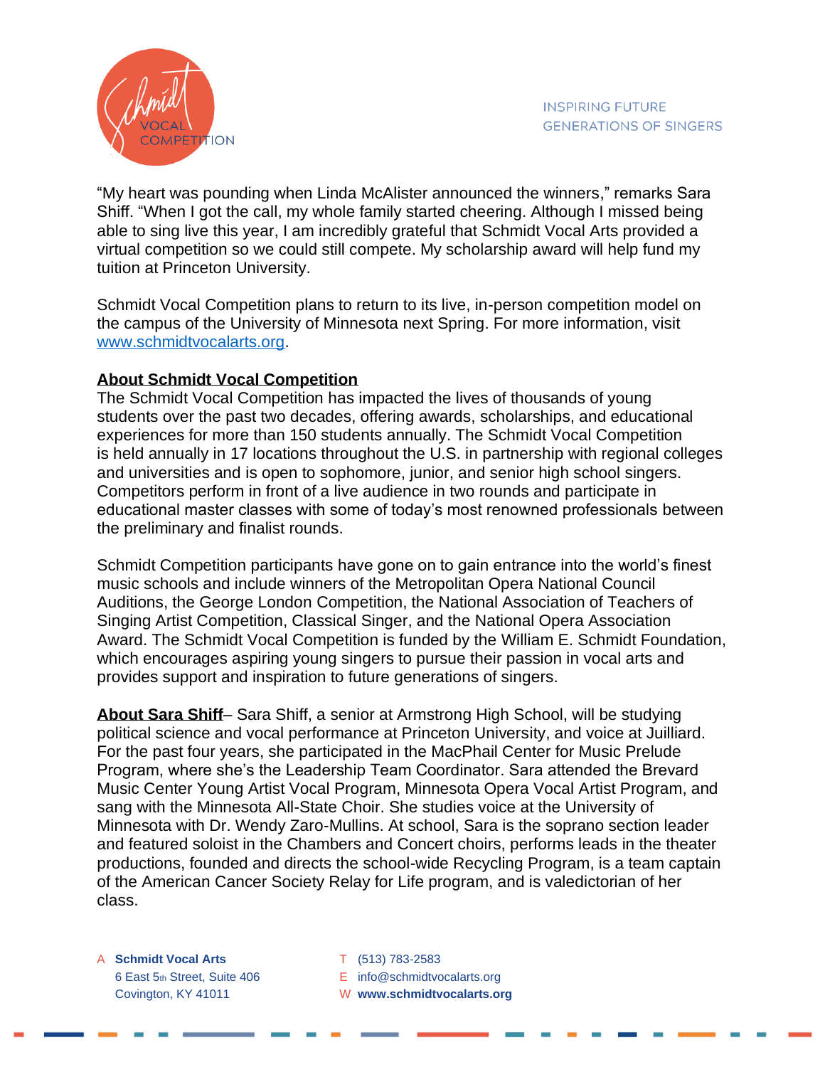"My heart was pounding when Linda McAlister announced the winners," remarks Sara Shiff. "When I got the call, my whole family started cheering. Although I missed being able to sing live this year, I am incredibly grateful that Schmidt Vocal Arts provided a virtual competition so we could still compete. My scholarship award will help fund my tuition at Princeton University.

Schmidt Vocal Competition plans to return to its live, in-person competition model on the campus of the University of Minnesota next Spring. For more information, visit www.schmidtvocalarts.org.

**About Schmidt Vocal Competition**

The Schmidt Vocal Competition has impacted the lives of thousands of young students over the past two decades, offering awards, scholarships, and educational experiences for more than 150 students annually. The Schmidt Vocal Competition is held annually in 17 locations throughout the U.S. in partnership with regional colleges and universities and is open to sophomore, junior, and senior high school singers. Competitors perform in front of a live audience in two rounds and participate in educational master classes with some of today's most renowned professionals between the preliminary and finalist rounds.

Schmidt Competition participants have gone on to gain entrance into the world's finest music schools and include winners of the Metropolitan Opera National Council Auditions, the George London Competition, the National Association of Teachers of Singing Artist Competition, Classical Singer, and the National Opera Association Award. The Schmidt Vocal Competition is funded by the William E. Schmidt Foundation, which encourages aspiring young singers to pursue their passion in vocal arts and provides support and inspiration to future generations of singers.

**About Sara Shiff**– Sara Shiff, a senior at Armstrong High School, will be studying political science and vocal performance at Princeton University, and voice at Juilliard. For the past four years, she participated in the MacPhail Center for Music Prelude Program, where she's the Leadership Team Coordinator. Sara attended the Brevard Music Center Young Artist Vocal Program, Minnesota Opera Vocal Artist Program, and sang with the Minnesota All-State Choir. She studies voice at the University of Minnesota with Dr. Wendy Zaro-Mullins. At school, Sara is the soprano section leader and featured soloist in the Chambers and Concert choirs, performs leads in the theater productions, founded and directs the school-wide Recycling Program, is a team captain of the American Cancer Society Relay for Life program, and is valedictorian of her class.